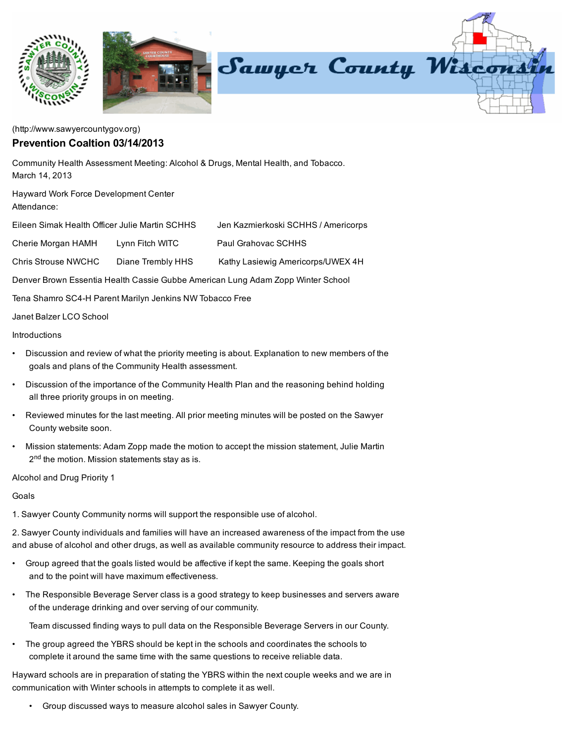(http://www.sawyercountygov.org)

## Prevention Coaltion 03/14/2013

Community Health Assessment Meeting: Alcohol & Drugs, Mental Health, and Tobacco.
March 14, 2013

Hayward Work Force Development Center
Attendance:

Eileen Simak Health Officer Julie Martin SCHHS Jen Kazmierkoski SCHHS / Americorps

Cherie Morgan HAMH Lynn Fitch WITC Paul Grahovac SCHHS

Chris Strouse NWCHC Diane Trembly HHS Kathy Lasiewig Americorps/UWEX 4H

Denver Brown Essentia Health Cassie Gubbe American Lung Adam Zopp Winter School

Tena Shamro SC4-H Parent Marilyn Jenkins NW Tobacco Free

Janet Balzer LCO School

Introductions

- Discussion and review of what the priority meeting is about. Explanation to new members of the goals and plans of the Community Health assessment.
- Discussion of the importance of the Community Health Plan and the reasoning behind holding all three priority groups in on meeting.
- Reviewed minutes for the last meeting. All prior meeting minutes will be posted on the Sawyer County website soon.
- Mission statements: Adam Zopp made the motion to accept the mission statement, Julie Martin 2nd the motion. Mission statements stay as is.

Alcohol and Drug Priority 1

Goals

1. Sawyer County Community norms will support the responsible use of alcohol.

2. Sawyer County individuals and families will have an increased awareness of the impact from the use and abuse of alcohol and other drugs, as well as available community resource to address their impact.

- Group agreed that the goals listed would be affective if kept the same. Keeping the goals short and to the point will have maximum effectiveness.
- The Responsible Beverage Server class is a good strategy to keep businesses and servers aware of the underage drinking and over serving of our community.

  Team discussed finding ways to pull data on the Responsible Beverage Servers in our County.

- The group agreed the YBRS should be kept in the schools and coordinates the schools to complete it around the same time with the same questions to receive reliable data.

Hayward schools are in preparation of stating the YBRS within the next couple weeks and we are in communication with Winter schools in attempts to complete it as well.

- Group discussed ways to measure alcohol sales in Sawyer County.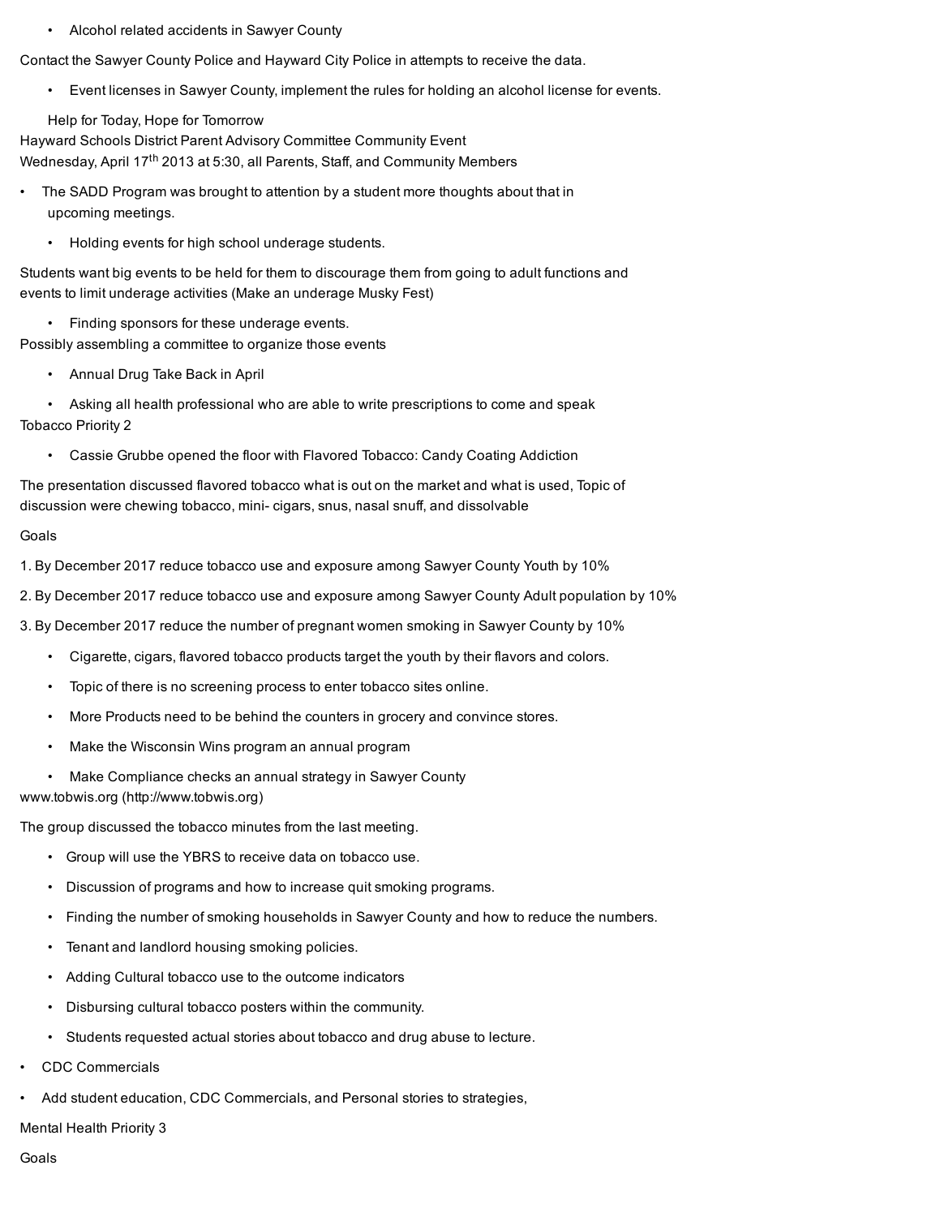- Alcohol related accidents in Sawyer County

Contact the Sawyer County Police and Hayward City Police in attempts to receive the data.

- Event licenses in Sawyer County, implement the rules for holding an alcohol license for events.

Help for Today, Hope for Tomorrow
Hayward Schools District Parent Advisory Committee Community Event
Wednesday, April 17th 2013 at 5:30, all Parents, Staff, and Community Members

- The SADD Program was brought to attention by a student more thoughts about that in upcoming meetings.

- Holding events for high school underage students.

Students want big events to be held for them to discourage them from going to adult functions and events to limit underage activities (Make an underage Musky Fest)

- Finding sponsors for these underage events.

Possibly assembling a committee to organize those events

- Annual Drug Take Back in April

- Asking all health professional who are able to write prescriptions to come and speak

Tobacco Priority 2

- Cassie Grubbe opened the floor with Flavored Tobacco: Candy Coating Addiction

The presentation discussed flavored tobacco what is out on the market and what is used, Topic of discussion were chewing tobacco, mini- cigars, snus, nasal snuff, and dissolvable

Goals

1. By December 2017 reduce tobacco use and exposure among Sawyer County Youth by 10%

2. By December 2017 reduce tobacco use and exposure among Sawyer County Adult population by 10%

3. By December 2017 reduce the number of pregnant women smoking in Sawyer County by 10%

- Cigarette, cigars, flavored tobacco products target the youth by their flavors and colors.

- Topic of there is no screening process to enter tobacco sites online.

- More Products need to be behind the counters in grocery and convince stores.

- Make the Wisconsin Wins program an annual program

- Make Compliance checks an annual strategy in Sawyer County

www.tobwis.org (http://www.tobwis.org)

The group discussed the tobacco minutes from the last meeting.

- Group will use the YBRS to receive data on tobacco use.

- Discussion of programs and how to increase quit smoking programs.

- Finding the number of smoking households in Sawyer County and how to reduce the numbers.

- Tenant and landlord housing smoking policies.

- Adding Cultural tobacco use to the outcome indicators

- Disbursing cultural tobacco posters within the community.

- Students requested actual stories about tobacco and drug abuse to lecture.

- CDC Commercials

- Add student education, CDC Commercials, and Personal stories to strategies,

Mental Health Priority 3

Goals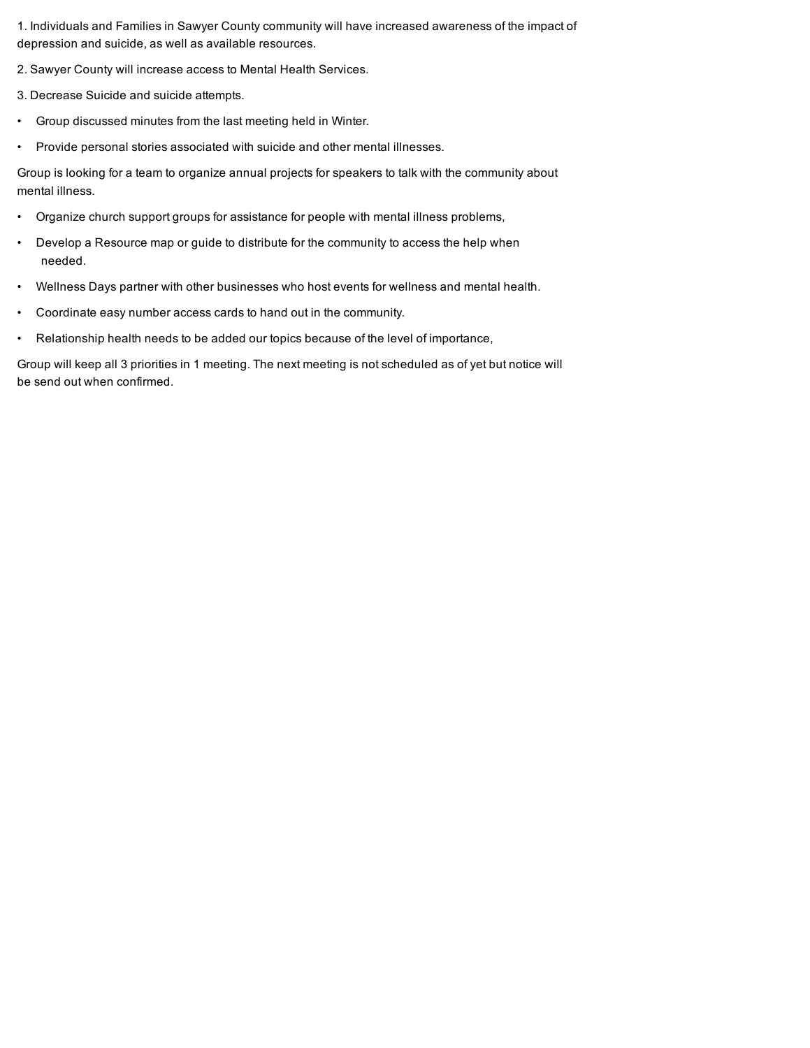1. Individuals and Families in Sawyer County community will have increased awareness of the impact of depression and suicide, as well as available resources.

2. Sawyer County will increase access to Mental Health Services.

3. Decrease Suicide and suicide attempts.

- Group discussed minutes from the last meeting held in Winter.
- Provide personal stories associated with suicide and other mental illnesses.

Group is looking for a team to organize annual projects for speakers to talk with the community about mental illness.

- Organize church support groups for assistance for people with mental illness problems,
- Develop a Resource map or guide to distribute for the community to access the help when needed.
- Wellness Days partner with other businesses who host events for wellness and mental health.
- Coordinate easy number access cards to hand out in the community.
- Relationship health needs to be added our topics because of the level of importance,

Group will keep all 3 priorities in 1 meeting. The next meeting is not scheduled as of yet but notice will be send out when confirmed.